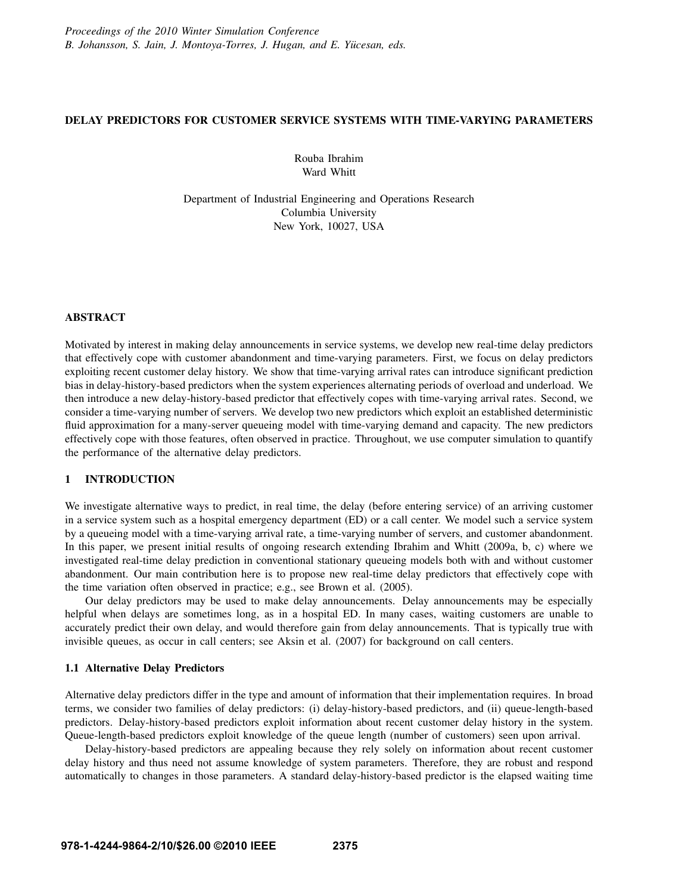*Proceedings of the 2010 Winter Simulation Conference*
*B. Johansson, S. Jain, J. Montoya-Torres, J. Hugan, and E. Yücesan, eds.*

# DELAY PREDICTORS FOR CUSTOMER SERVICE SYSTEMS WITH TIME-VARYING PARAMETERS

Rouba Ibrahim
Ward Whitt

Department of Industrial Engineering and Operations Research
Columbia University
New York, 10027, USA

## ABSTRACT

Motivated by interest in making delay announcements in service systems, we develop new real-time delay predictors that effectively cope with customer abandonment and time-varying parameters. First, we focus on delay predictors exploiting recent customer delay history. We show that time-varying arrival rates can introduce significant prediction bias in delay-history-based predictors when the system experiences alternating periods of overload and underload. We then introduce a new delay-history-based predictor that effectively copes with time-varying arrival rates. Second, we consider a time-varying number of servers. We develop two new predictors which exploit an established deterministic fluid approximation for a many-server queueing model with time-varying demand and capacity. The new predictors effectively cope with those features, often observed in practice. Throughout, we use computer simulation to quantify the performance of the alternative delay predictors.

## 1 INTRODUCTION

We investigate alternative ways to predict, in real time, the delay (before entering service) of an arriving customer in a service system such as a hospital emergency department (ED) or a call center. We model such a service system by a queueing model with a time-varying arrival rate, a time-varying number of servers, and customer abandonment. In this paper, we present initial results of ongoing research extending Ibrahim and Whitt (2009a, b, c) where we investigated real-time delay prediction in conventional stationary queueing models both with and without customer abandonment. Our main contribution here is to propose new real-time delay predictors that effectively cope with the time variation often observed in practice; e.g., see Brown et al. (2005).

Our delay predictors may be used to make delay announcements. Delay announcements may be especially helpful when delays are sometimes long, as in a hospital ED. In many cases, waiting customers are unable to accurately predict their own delay, and would therefore gain from delay announcements. That is typically true with invisible queues, as occur in call centers; see Aksin et al. (2007) for background on call centers.

### 1.1 Alternative Delay Predictors

Alternative delay predictors differ in the type and amount of information that their implementation requires. In broad terms, we consider two families of delay predictors: (i) delay-history-based predictors, and (ii) queue-length-based predictors. Delay-history-based predictors exploit information about recent customer delay history in the system. Queue-length-based predictors exploit knowledge of the queue length (number of customers) seen upon arrival.

Delay-history-based predictors are appealing because they rely solely on information about recent customer delay history and thus need not assume knowledge of system parameters. Therefore, they are robust and respond automatically to changes in those parameters. A standard delay-history-based predictor is the elapsed waiting time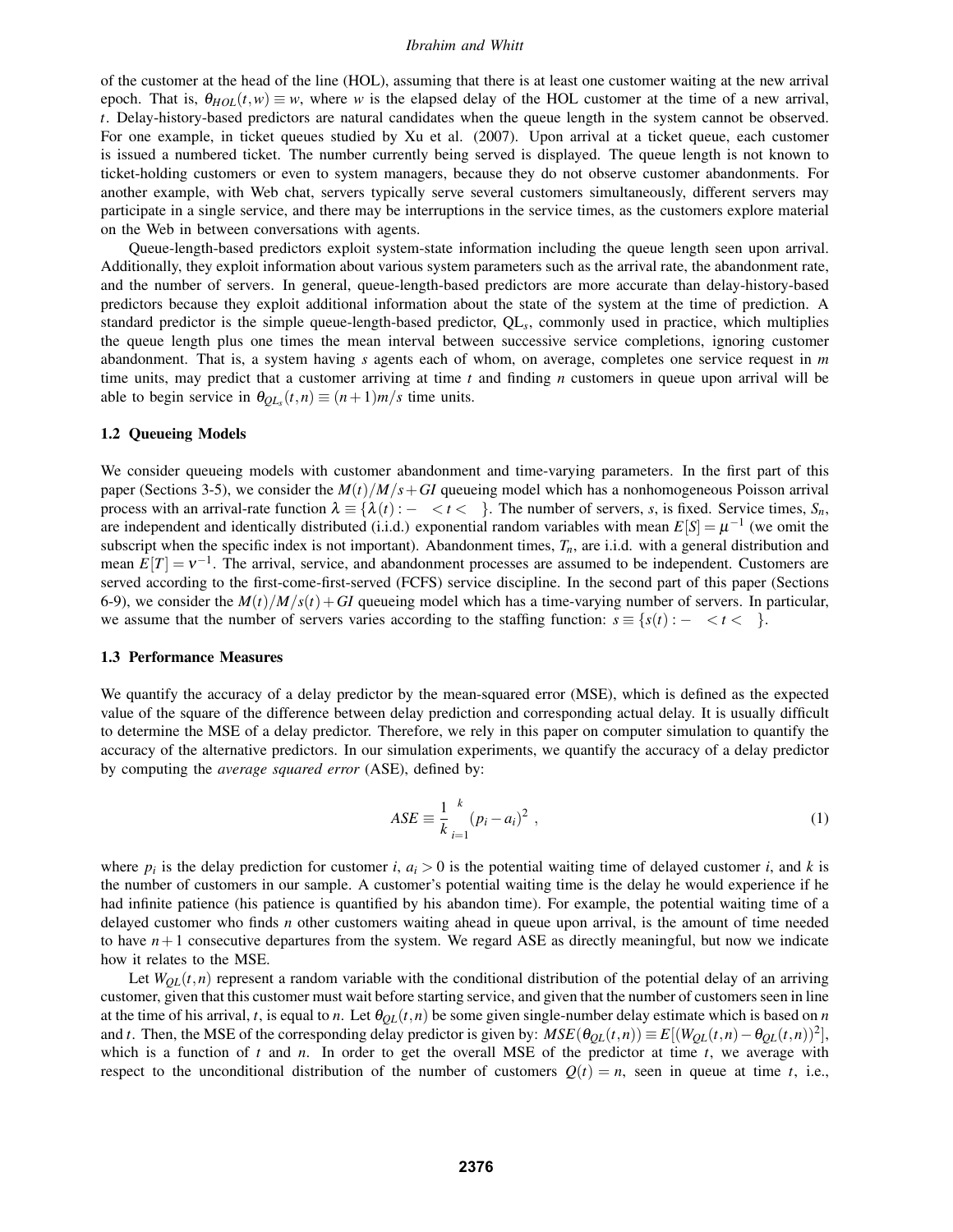of the customer at the head of the line (HOL), assuming that there is at least one customer waiting at the new arrival epoch. That is, $\theta_{HOL}(t,w) \equiv w$, where $w$ is the elapsed delay of the HOL customer at the time of a new arrival, $t$. Delay-history-based predictors are natural candidates when the queue length in the system cannot be observed. For one example, in ticket queues studied by Xu et al. (2007). Upon arrival at a ticket queue, each customer is issued a numbered ticket. The number currently being served is displayed. The queue length is not known to ticket-holding customers or even to system managers, because they do not observe customer abandonments. For another example, with Web chat, servers typically serve several customers simultaneously, different servers may participate in a single service, and there may be interruptions in the service times, as the customers explore material on the Web in between conversations with agents.

Queue-length-based predictors exploit system-state information including the queue length seen upon arrival. Additionally, they exploit information about various system parameters such as the arrival rate, the abandonment rate, and the number of servers. In general, queue-length-based predictors are more accurate than delay-history-based predictors because they exploit additional information about the state of the system at the time of prediction. A standard predictor is the simple queue-length-based predictor, $\mathrm{QL}_s$, commonly used in practice, which multiplies the queue length plus one times the mean interval between successive service completions, ignoring customer abandonment. That is, a system having $s$ agents each of whom, on average, completes one service request in $m$ time units, may predict that a customer arriving at time $t$ and finding $n$ customers in queue upon arrival will be able to begin service in $\theta_{QL_s}(t,n) \equiv (n+1)m/s$ time units.

### 1.2 Queueing Models

We consider queueing models with customer abandonment and time-varying parameters. In the first part of this paper (Sections 3-5), we consider the $M(t)/M/s+GI$ queueing model which has a nonhomogeneous Poisson arrival process with an arrival-rate function $\lambda \equiv \{\lambda(t) : -\infty < t < \infty\}$. The number of servers, $s$, is fixed. Service times, $S_n$, are independent and identically distributed (i.i.d.) exponential random variables with mean $E[S] = \mu^{-1}$ (we omit the subscript when the specific index is not important). Abandonment times, $T_n$, are i.i.d. with a general distribution and mean $E[T] = \nu^{-1}$. The arrival, service, and abandonment processes are assumed to be independent. Customers are served according to the first-come-first-served (FCFS) service discipline. In the second part of this paper (Sections 6-9), we consider the $M(t)/M/s(t)+GI$ queueing model which has a time-varying number of servers. In particular, we assume that the number of servers varies according to the staffing function: $s \equiv \{s(t) : -\infty < t < \infty\}$.

### 1.3 Performance Measures

We quantify the accuracy of a delay predictor by the mean-squared error (MSE), which is defined as the expected value of the square of the difference between delay prediction and corresponding actual delay. It is usually difficult to determine the MSE of a delay predictor. Therefore, we rely in this paper on computer simulation to quantify the accuracy of the alternative predictors. In our simulation experiments, we quantify the accuracy of a delay predictor by computing the *average squared error* (ASE), defined by:

$$ASE \equiv \frac{1}{k}\sum_{i=1}^{k}(p_i - a_i)^2 \ , \tag{1}$$

where $p_i$ is the delay prediction for customer $i$, $a_i > 0$ is the potential waiting time of delayed customer $i$, and $k$ is the number of customers in our sample. A customer's potential waiting time is the delay he would experience if he had infinite patience (his patience is quantified by his abandon time). For example, the potential waiting time of a delayed customer who finds $n$ other customers waiting ahead in queue upon arrival, is the amount of time needed to have $n+1$ consecutive departures from the system. We regard ASE as directly meaningful, but now we indicate how it relates to the MSE.

Let $W_{QL}(t,n)$ represent a random variable with the conditional distribution of the potential delay of an arriving customer, given that this customer must wait before starting service, and given that the number of customers seen in line at the time of his arrival, $t$, is equal to $n$. Let $\theta_{QL}(t,n)$ be some given single-number delay estimate which is based on $n$ and $t$. Then, the MSE of the corresponding delay predictor is given by: $MSE(\theta_{QL}(t,n)) \equiv E[(W_{QL}(t,n) - \theta_{QL}(t,n))^2]$, which is a function of $t$ and $n$. In order to get the overall MSE of the predictor at time $t$, we average with respect to the unconditional distribution of the number of customers $Q(t) = n$, seen in queue at time $t$, i.e.,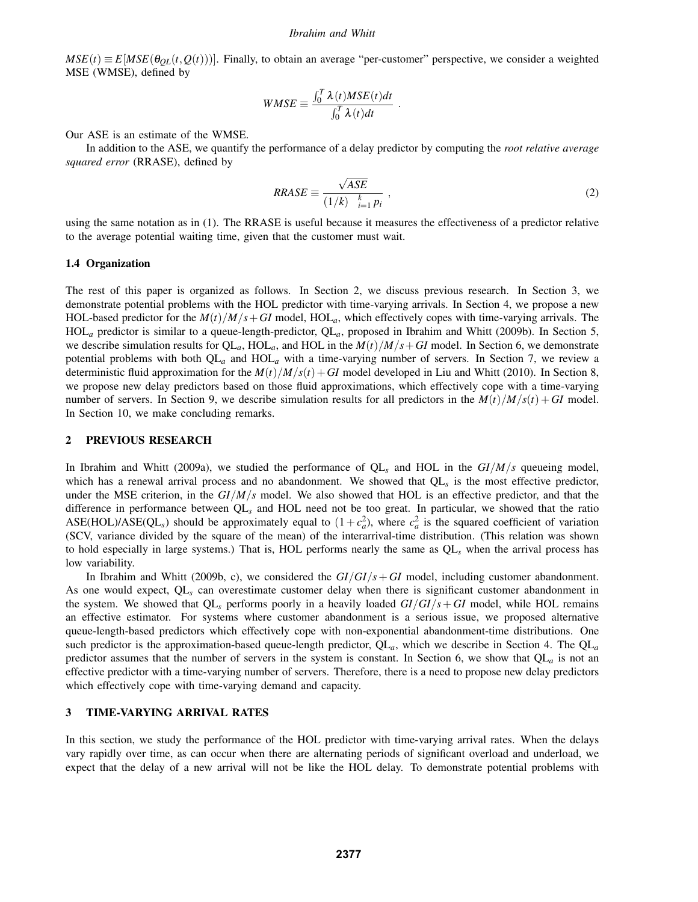$MSE(t) \equiv E[MSE(\theta_{QL}(t, Q(t)))]$. Finally, to obtain an average "per-customer" perspective, we consider a weighted MSE (WMSE), defined by

$$WMSE \equiv \frac{\int_0^T \lambda(t) MSE(t) dt}{\int_0^T \lambda(t) dt} .$$

Our ASE is an estimate of the WMSE.

In addition to the ASE, we quantify the performance of a delay predictor by computing the *root relative average squared error* (RRASE), defined by

$$RRASE \equiv \frac{\sqrt{ASE}}{(1/k) \sum_{i=1}^{k} p_i} , \tag{2}$$

using the same notation as in (1). The RRASE is useful because it measures the effectiveness of a predictor relative to the average potential waiting time, given that the customer must wait.

### 1.4 Organization

The rest of this paper is organized as follows. In Section 2, we discuss previous research. In Section 3, we demonstrate potential problems with the HOL predictor with time-varying arrivals. In Section 4, we propose a new HOL-based predictor for the $M(t)/M/s+GI$ model, $\text{HOL}_a$, which effectively copes with time-varying arrivals. The $\text{HOL}_a$ predictor is similar to a queue-length-predictor, $\text{QL}_a$, proposed in Ibrahim and Whitt (2009b). In Section 5, we describe simulation results for $\text{QL}_a$, $\text{HOL}_a$, and HOL in the $M(t)/M/s+GI$ model. In Section 6, we demonstrate potential problems with both $\text{QL}_a$ and $\text{HOL}_a$ with a time-varying number of servers. In Section 7, we review a deterministic fluid approximation for the $M(t)/M/s(t)+GI$ model developed in Liu and Whitt (2010). In Section 8, we propose new delay predictors based on those fluid approximations, which effectively cope with a time-varying number of servers. In Section 9, we describe simulation results for all predictors in the $M(t)/M/s(t)+GI$ model. In Section 10, we make concluding remarks.

## 2 PREVIOUS RESEARCH

In Ibrahim and Whitt (2009a), we studied the performance of $\text{QL}_s$ and HOL in the $GI/M/s$ queueing model, which has a renewal arrival process and no abandonment. We showed that $\text{QL}_s$ is the most effective predictor, under the MSE criterion, in the $GI/M/s$ model. We also showed that HOL is an effective predictor, and that the difference in performance between $\text{QL}_s$ and HOL need not be too great. In particular, we showed that the ratio ASE(HOL)/ASE($\text{QL}_s$) should be approximately equal to $(1+c_a^2)$, where $c_a^2$ is the squared coefficient of variation (SCV, variance divided by the square of the mean) of the interarrival-time distribution. (This relation was shown to hold especially in large systems.) That is, HOL performs nearly the same as $\text{QL}_s$ when the arrival process has low variability.

In Ibrahim and Whitt (2009b, c), we considered the $GI/GI/s+GI$ model, including customer abandonment. As one would expect, $\text{QL}_s$ can overestimate customer delay when there is significant customer abandonment in the system. We showed that $\text{QL}_s$ performs poorly in a heavily loaded $GI/GI/s+GI$ model, while HOL remains an effective estimator. For systems where customer abandonment is a serious issue, we proposed alternative queue-length-based predictors which effectively cope with non-exponential abandonment-time distributions. One such predictor is the approximation-based queue-length predictor, $\text{QL}_a$, which we describe in Section 4. The $\text{QL}_a$ predictor assumes that the number of servers in the system is constant. In Section 6, we show that $\text{QL}_a$ is not an effective predictor with a time-varying number of servers. Therefore, there is a need to propose new delay predictors which effectively cope with time-varying demand and capacity.

## 3 TIME-VARYING ARRIVAL RATES

In this section, we study the performance of the HOL predictor with time-varying arrival rates. When the delays vary rapidly over time, as can occur when there are alternating periods of significant overload and underload, we expect that the delay of a new arrival will not be like the HOL delay. To demonstrate potential problems with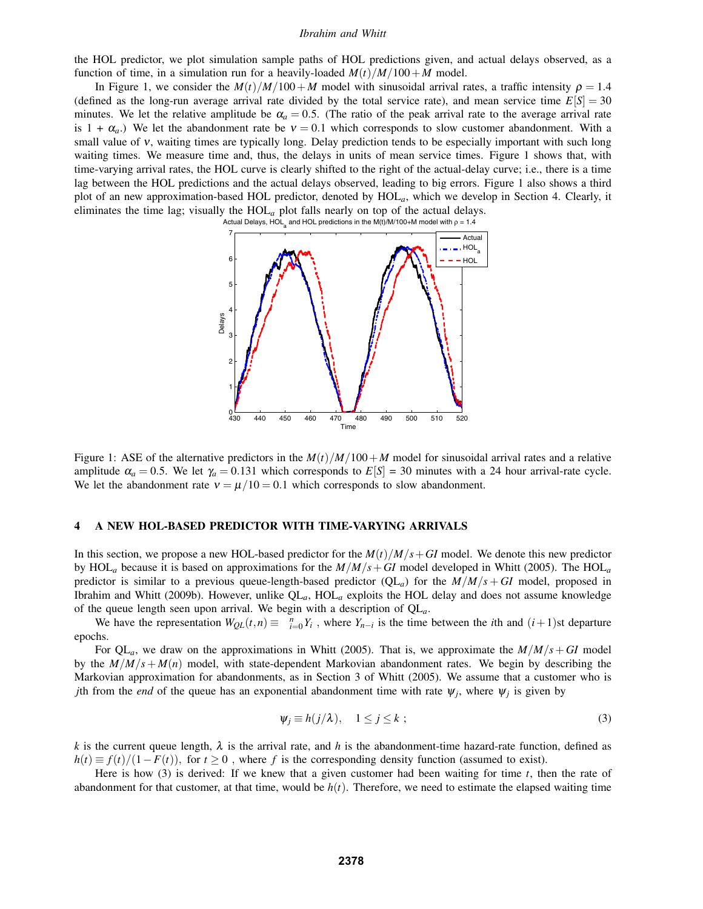the HOL predictor, we plot simulation sample paths of HOL predictions given, and actual delays observed, as a function of time, in a simulation run for a heavily-loaded $M(t)/M/100+M$ model.

In Figure 1, we consider the $M(t)/M/100+M$ model with sinusoidal arrival rates, a traffic intensity $\rho = 1.4$ (defined as the long-run average arrival rate divided by the total service rate), and mean service time $E[S] = 30$ minutes. We let the relative amplitude be $\alpha_a = 0.5$. (The ratio of the peak arrival rate to the average arrival rate is $1 + \alpha_a$.) We let the abandonment rate be $\nu = 0.1$ which corresponds to slow customer abandonment. With a small value of $\nu$, waiting times are typically long. Delay prediction tends to be especially important with such long waiting times. We measure time and, thus, the delays in units of mean service times. Figure 1 shows that, with time-varying arrival rates, the HOL curve is clearly shifted to the right of the actual-delay curve; i.e., there is a time lag between the HOL predictions and the actual delays observed, leading to big errors. Figure 1 also shows a third plot of an new approximation-based HOL predictor, denoted by $\text{HOL}_a$, which we develop in Section 4. Clearly, it eliminates the time lag; visually the $\text{HOL}_a$ plot falls nearly on top of the actual delays.

Figure 1: ASE of the alternative predictors in the $M(t)/M/100+M$ model for sinusoidal arrival rates and a relative amplitude $\alpha_a = 0.5$. We let $\gamma_a = 0.131$ which corresponds to $E[S]$ = 30 minutes with a 24 hour arrival-rate cycle. We let the abandonment rate $\nu = \mu/10 = 0.1$ which corresponds to slow abandonment.

## 4 A NEW HOL-BASED PREDICTOR WITH TIME-VARYING ARRIVALS

In this section, we propose a new HOL-based predictor for the $M(t)/M/s+GI$ model. We denote this new predictor by $\text{HOL}_a$ because it is based on approximations for the $M/M/s+GI$ model developed in Whitt (2005). The $\text{HOL}_a$ predictor is similar to a previous queue-length-based predictor ($\text{QL}_a$) for the $M/M/s+GI$ model, proposed in Ibrahim and Whitt (2009b). However, unlike $\text{QL}_a$, $\text{HOL}_a$ exploits the HOL delay and does not assume knowledge of the queue length seen upon arrival. We begin with a description of $\text{QL}_a$.

We have the representation $W_{QL}(t,n) \equiv \sum_{i=0}^{n} Y_i$ , where $Y_{n-i}$ is the time between the $i$th and $(i+1)$st departure epochs.

For $\text{QL}_a$, we draw on the approximations in Whitt (2005). That is, we approximate the $M/M/s+GI$ model by the $M/M/s+M(n)$ model, with state-dependent Markovian abandonment rates. We begin by describing the Markovian approximation for abandonments, as in Section 3 of Whitt (2005). We assume that a customer who is $j$th from the *end* of the queue has an exponential abandonment time with rate $\psi_j$, where $\psi_j$ is given by

$$\psi_j \equiv h(j/\lambda), \quad 1 \le j \le k \; ; \tag{3}$$

$k$ is the current queue length, $\lambda$ is the arrival rate, and $h$ is the abandonment-time hazard-rate function, defined as $h(t) \equiv f(t)/(1-F(t))$, for $t \ge 0$ , where $f$ is the corresponding density function (assumed to exist).

Here is how (3) is derived: If we knew that a given customer had been waiting for time $t$, then the rate of abandonment for that customer, at that time, would be $h(t)$. Therefore, we need to estimate the elapsed waiting time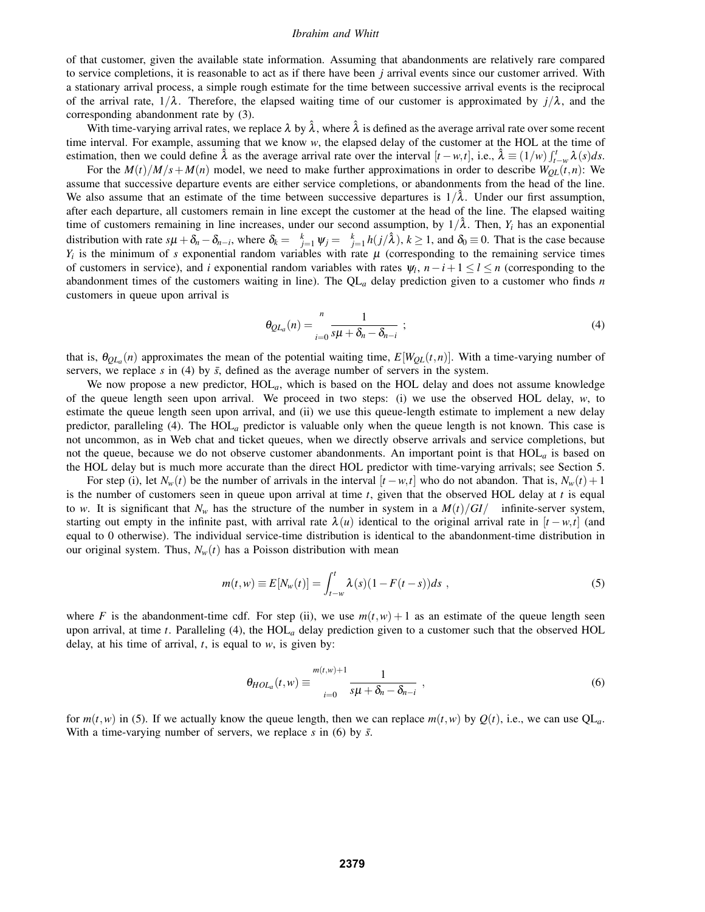of that customer, given the available state information. Assuming that abandonments are relatively rare compared to service completions, it is reasonable to act as if there have been $j$ arrival events since our customer arrived. With a stationary arrival process, a simple rough estimate for the time between successive arrival events is the reciprocal of the arrival rate, $1/\lambda$. Therefore, the elapsed waiting time of our customer is approximated by $j/\lambda$, and the corresponding abandonment rate by (3).

With time-varying arrival rates, we replace $\lambda$ by $\hat{\lambda}$, where $\hat{\lambda}$ is defined as the average arrival rate over some recent time interval. For example, assuming that we know $w$, the elapsed delay of the customer at the HOL at the time of estimation, then we could define $\hat{\lambda}$ as the average arrival rate over the interval $[t-w,t]$, i.e., $\hat{\lambda} \equiv (1/w)\int_{t-w}^{t}\lambda(s)ds$.

For the $M(t)/M/s+M(n)$ model, we need to make further approximations in order to describe $W_{QL}(t,n)$: We assume that successive departure events are either service completions, or abandonments from the head of the line. We also assume that an estimate of the time between successive departures is $1/\hat{\lambda}$. Under our first assumption, after each departure, all customers remain in line except the customer at the head of the line. The elapsed waiting time of customers remaining in line increases, under our second assumption, by $1/\hat{\lambda}$. Then, $Y_i$ has an exponential distribution with rate $s\mu + \delta_n - \delta_{n-i}$, where $\delta_k = \sum_{j=1}^{k}\psi_j = \sum_{j=1}^{k} h(j/\hat{\lambda})$, $k \geq 1$, and $\delta_0 \equiv 0$. That is the case because $Y_i$ is the minimum of $s$ exponential random variables with rate $\mu$ (corresponding to the remaining service times of customers in service), and $i$ exponential random variables with rates $\psi_l$, $n-i+1 \leq l \leq n$ (corresponding to the abandonment times of the customers waiting in line). The QL$_a$ delay prediction given to a customer who finds $n$ customers in queue upon arrival is

$$\theta_{QL_a}(n) = \sum_{i=0}^{n} \frac{1}{s\mu + \delta_n - \delta_{n-i}} \; ; \tag{4}$$

that is, $\theta_{QL_a}(n)$ approximates the mean of the potential waiting time, $E[W_{QL}(t,n)]$. With a time-varying number of servers, we replace $s$ in (4) by $\bar{s}$, defined as the average number of servers in the system.

We now propose a new predictor, HOL$_a$, which is based on the HOL delay and does not assume knowledge of the queue length seen upon arrival. We proceed in two steps: (i) we use the observed HOL delay, $w$, to estimate the queue length seen upon arrival, and (ii) we use this queue-length estimate to implement a new delay predictor, paralleling (4). The HOL$_a$ predictor is valuable only when the queue length is not known. This case is not uncommon, as in Web chat and ticket queues, when we directly observe arrivals and service completions, but not the queue, because we do not observe customer abandonments. An important point is that HOL$_a$ is based on the HOL delay but is much more accurate than the direct HOL predictor with time-varying arrivals; see Section 5.

For step (i), let $N_w(t)$ be the number of arrivals in the interval $[t-w,t]$ who do not abandon. That is, $N_w(t)+1$ is the number of customers seen in queue upon arrival at time $t$, given that the observed HOL delay at $t$ is equal to $w$. It is significant that $N_w$ has the structure of the number in system in a $M(t)/GI/\infty$ infinite-server system, starting out empty in the infinite past, with arrival rate $\lambda(u)$ identical to the original arrival rate in $[t-w,t]$ (and equal to 0 otherwise). The individual service-time distribution is identical to the abandonment-time distribution in our original system. Thus, $N_w(t)$ has a Poisson distribution with mean

$$m(t,w) \equiv E[N_w(t)] = \int_{t-w}^{t} \lambda(s)(1-F(t-s))ds \; , \tag{5}$$

where $F$ is the abandonment-time cdf. For step (ii), we use $m(t,w)+1$ as an estimate of the queue length seen upon arrival, at time $t$. Paralleling (4), the HOL$_a$ delay prediction given to a customer such that the observed HOL delay, at his time of arrival, $t$, is equal to $w$, is given by:

$$\theta_{HOL_a}(t,w) \equiv \sum_{i=0}^{m(t,w)+1} \frac{1}{s\mu + \delta_n - \delta_{n-i}} \; , \tag{6}$$

for $m(t,w)$ in (5). If we actually know the queue length, then we can replace $m(t,w)$ by $Q(t)$, i.e., we can use QL$_a$. With a time-varying number of servers, we replace $s$ in (6) by $\bar{s}$.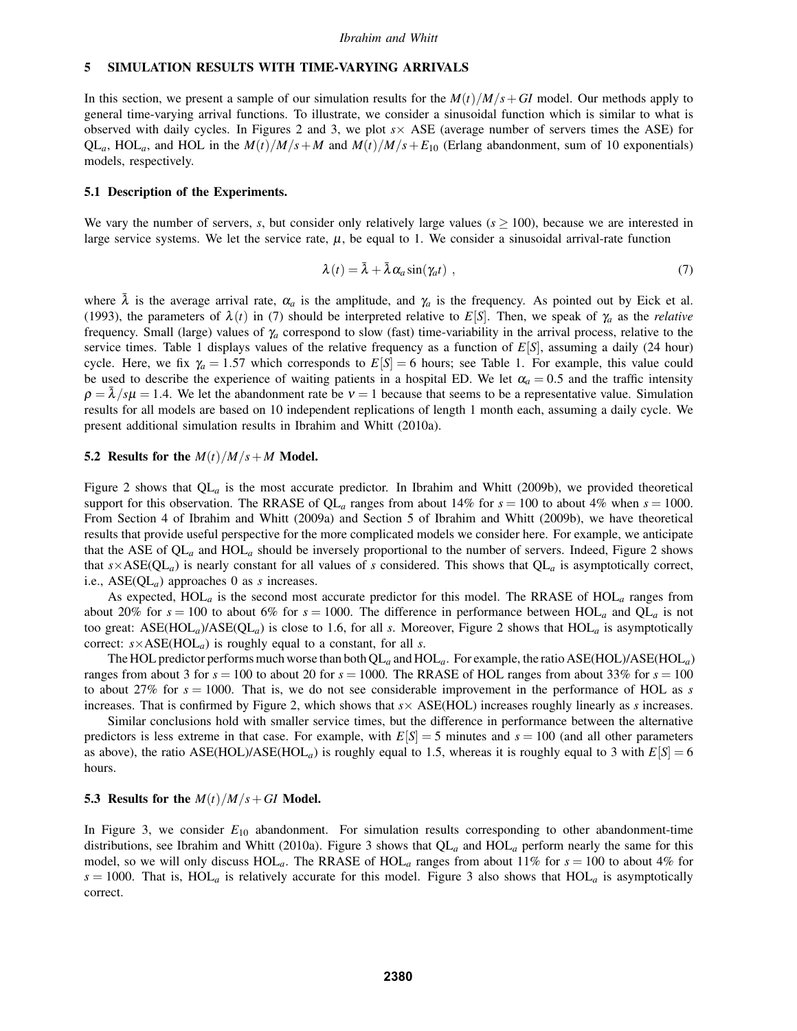## 5 SIMULATION RESULTS WITH TIME-VARYING ARRIVALS

In this section, we present a sample of our simulation results for the $M(t)/M/s+GI$ model. Our methods apply to general time-varying arrival functions. To illustrate, we consider a sinusoidal function which is similar to what is observed with daily cycles. In Figures 2 and 3, we plot $s\times$ ASE (average number of servers times the ASE) for $\mathrm{QL}_a$, $\mathrm{HOL}_a$, and HOL in the $M(t)/M/s+M$ and $M(t)/M/s+E_{10}$ (Erlang abandonment, sum of 10 exponentials) models, respectively.

### 5.1 Description of the Experiments.

We vary the number of servers, $s$, but consider only relatively large values ($s \geq 100$), because we are interested in large service systems. We let the service rate, $\mu$, be equal to 1. We consider a sinusoidal arrival-rate function

$$\lambda(t) = \bar{\lambda} + \bar{\lambda}\alpha_a \sin(\gamma_a t) \ , \tag{7}$$

where $\bar{\lambda}$ is the average arrival rate, $\alpha_a$ is the amplitude, and $\gamma_a$ is the frequency. As pointed out by Eick et al. (1993), the parameters of $\lambda(t)$ in (7) should be interpreted relative to $E[S]$. Then, we speak of $\gamma_a$ as the *relative* frequency. Small (large) values of $\gamma_a$ correspond to slow (fast) time-variability in the arrival process, relative to the service times. Table 1 displays values of the relative frequency as a function of $E[S]$, assuming a daily (24 hour) cycle. Here, we fix $\gamma_a = 1.57$ which corresponds to $E[S] = 6$ hours; see Table 1. For example, this value could be used to describe the experience of waiting patients in a hospital ED. We let $\alpha_a = 0.5$ and the traffic intensity $\rho = \bar{\lambda}/s\mu = 1.4$. We let the abandonment rate be $\nu = 1$ because that seems to be a representative value. Simulation results for all models are based on 10 independent replications of length 1 month each, assuming a daily cycle. We present additional simulation results in Ibrahim and Whitt (2010a).

### 5.2 Results for the $M(t)/M/s+M$ Model.

Figure 2 shows that $\mathrm{QL}_a$ is the most accurate predictor. In Ibrahim and Whitt (2009b), we provided theoretical support for this observation. The RRASE of $\mathrm{QL}_a$ ranges from about 14% for $s = 100$ to about 4% when $s = 1000$. From Section 4 of Ibrahim and Whitt (2009a) and Section 5 of Ibrahim and Whitt (2009b), we have theoretical results that provide useful perspective for the more complicated models we consider here. For example, we anticipate that the ASE of $\mathrm{QL}_a$ and $\mathrm{HOL}_a$ should be inversely proportional to the number of servers. Indeed, Figure 2 shows that $s\times\mathrm{ASE}(\mathrm{QL}_a)$ is nearly constant for all values of $s$ considered. This shows that $\mathrm{QL}_a$ is asymptotically correct, i.e., $\mathrm{ASE}(\mathrm{QL}_a)$ approaches 0 as $s$ increases.

As expected, $\mathrm{HOL}_a$ is the second most accurate predictor for this model. The RRASE of $\mathrm{HOL}_a$ ranges from about 20% for $s = 100$ to about 6% for $s = 1000$. The difference in performance between $\mathrm{HOL}_a$ and $\mathrm{QL}_a$ is not too great: $\mathrm{ASE}(\mathrm{HOL}_a)/\mathrm{ASE}(\mathrm{QL}_a)$ is close to 1.6, for all $s$. Moreover, Figure 2 shows that $\mathrm{HOL}_a$ is asymptotically correct: $s\times\mathrm{ASE}(\mathrm{HOL}_a)$ is roughly equal to a constant, for all $s$.

The HOL predictor performs much worse than both $\mathrm{QL}_a$ and $\mathrm{HOL}_a$. For example, the ratio $\mathrm{ASE}(\mathrm{HOL})/\mathrm{ASE}(\mathrm{HOL}_a)$ ranges from about 3 for $s = 100$ to about 20 for $s = 1000$. The RRASE of HOL ranges from about 33% for $s = 100$ to about 27% for $s = 1000$. That is, we do not see considerable improvement in the performance of HOL as $s$ increases. That is confirmed by Figure 2, which shows that $s\times$ ASE(HOL) increases roughly linearly as $s$ increases.

Similar conclusions hold with smaller service times, but the difference in performance between the alternative predictors is less extreme in that case. For example, with $E[S] = 5$ minutes and $s = 100$ (and all other parameters as above), the ratio $\mathrm{ASE}(\mathrm{HOL})/\mathrm{ASE}(\mathrm{HOL}_a)$ is roughly equal to 1.5, whereas it is roughly equal to 3 with $E[S] = 6$ hours.

### 5.3 Results for the $M(t)/M/s+GI$ Model.

In Figure 3, we consider $E_{10}$ abandonment. For simulation results corresponding to other abandonment-time distributions, see Ibrahim and Whitt (2010a). Figure 3 shows that $\mathrm{QL}_a$ and $\mathrm{HOL}_a$ perform nearly the same for this model, so we will only discuss $\mathrm{HOL}_a$. The RRASE of $\mathrm{HOL}_a$ ranges from about 11% for $s = 100$ to about 4% for $s = 1000$. That is, $\mathrm{HOL}_a$ is relatively accurate for this model. Figure 3 also shows that $\mathrm{HOL}_a$ is asymptotically correct.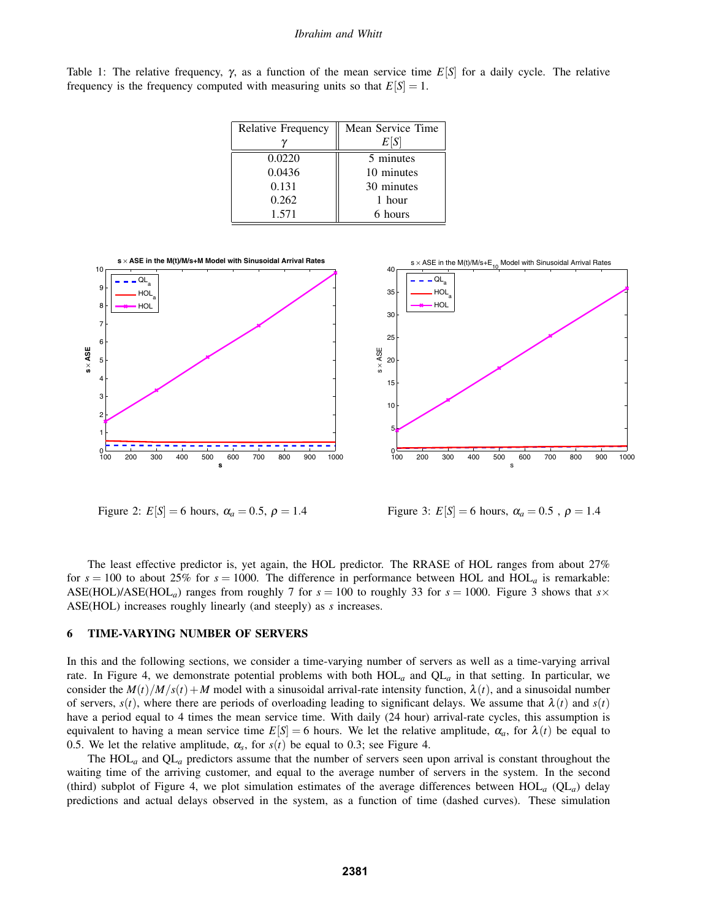Table 1: The relative frequency, $\gamma$, as a function of the mean service time $E[S]$ for a daily cycle. The relative frequency is the frequency computed with measuring units so that $E[S] = 1$.

| Relative Frequency $\gamma$ | Mean Service Time $E[S]$ |
|---|---|
| 0.0220 | 5 minutes |
| 0.0436 | 10 minutes |
| 0.131 | 30 minutes |
| 0.262 | 1 hour |
| 1.571 | 6 hours |

Figure 2: $E[S] = 6$ hours, $\alpha_a = 0.5$, $\rho = 1.4$

Figure 3: $E[S] = 6$ hours, $\alpha_a = 0.5$ , $\rho = 1.4$

The least effective predictor is, yet again, the HOL predictor. The RRASE of HOL ranges from about 27% for $s = 100$ to about 25% for $s = 1000$. The difference in performance between HOL and HOL$_a$ is remarkable: ASE(HOL)/ASE(HOL$_a$) ranges from roughly 7 for $s = 100$ to roughly 33 for $s = 1000$. Figure 3 shows that $s\times$ ASE(HOL) increases roughly linearly (and steeply) as $s$ increases.

## 6 TIME-VARYING NUMBER OF SERVERS

In this and the following sections, we consider a time-varying number of servers as well as a time-varying arrival rate. In Figure 4, we demonstrate potential problems with both HOL$_a$ and QL$_a$ in that setting. In particular, we consider the $M(t)/M/s(t)+M$ model with a sinusoidal arrival-rate intensity function, $\lambda(t)$, and a sinusoidal number of servers, $s(t)$, where there are periods of overloading leading to significant delays. We assume that $\lambda(t)$ and $s(t)$ have a period equal to 4 times the mean service time. With daily (24 hour) arrival-rate cycles, this assumption is equivalent to having a mean service time $E[S] = 6$ hours. We let the relative amplitude, $\alpha_a$, for $\lambda(t)$ be equal to 0.5. We let the relative amplitude, $\alpha_s$, for $s(t)$ be equal to 0.3; see Figure 4.

The HOL$_a$ and QL$_a$ predictors assume that the number of servers seen upon arrival is constant throughout the waiting time of the arriving customer, and equal to the average number of servers in the system. In the second (third) subplot of Figure 4, we plot simulation estimates of the average differences between HOL$_a$ (QL$_a$) delay predictions and actual delays observed in the system, as a function of time (dashed curves). These simulation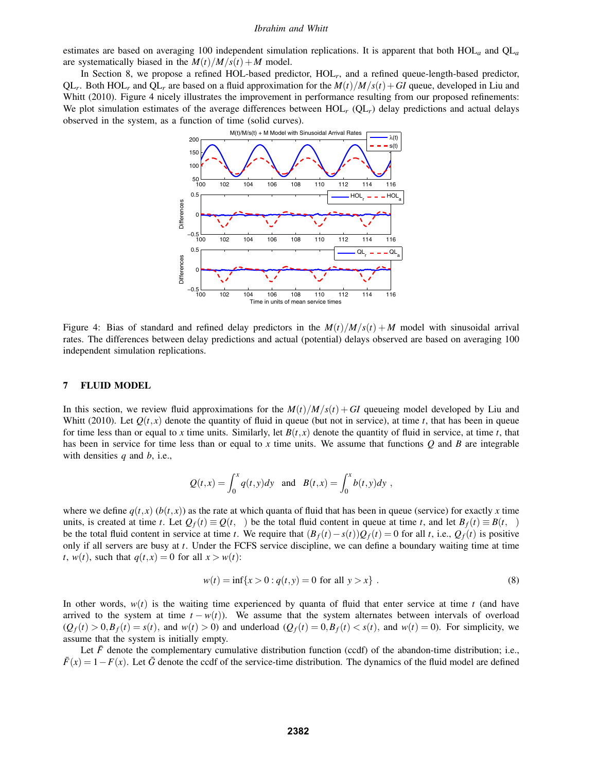estimates are based on averaging 100 independent simulation replications. It is apparent that both $\mathrm{HOL}_a$ and $\mathrm{QL}_a$ are systematically biased in the $M(t)/M/s(t)+M$ model.

In Section 8, we propose a refined HOL-based predictor, $\mathrm{HOL}_r$, and a refined queue-length-based predictor, $\mathrm{QL}_r$. Both $\mathrm{HOL}_r$ and $\mathrm{QL}_r$ are based on a fluid approximation for the $M(t)/M/s(t)+GI$ queue, developed in Liu and Whitt (2010). Figure 4 nicely illustrates the improvement in performance resulting from our proposed refinements: We plot simulation estimates of the average differences between $\mathrm{HOL}_r$ ($\mathrm{QL}_r$) delay predictions and actual delays observed in the system, as a function of time (solid curves).

Figure 4: Bias of standard and refined delay predictors in the $M(t)/M/s(t)+M$ model with sinusoidal arrival rates. The differences between delay predictions and actual (potential) delays observed are based on averaging 100 independent simulation replications.

## 7 FLUID MODEL

In this section, we review fluid approximations for the $M(t)/M/s(t)+GI$ queueing model developed by Liu and Whitt (2010). Let $Q(t,x)$ denote the quantity of fluid in queue (but not in service), at time $t$, that has been in queue for time less than or equal to $x$ time units. Similarly, let $B(t,x)$ denote the quantity of fluid in service, at time $t$, that has been in service for time less than or equal to $x$ time units. We assume that functions $Q$ and $B$ are integrable with densities $q$ and $b$, i.e.,

$$Q(t,x) = \int_0^x q(t,y)dy \quad \text{and} \quad B(t,x) = \int_0^x b(t,y)dy \ ,$$

where we define $q(t,x)$ ($b(t,x)$) as the rate at which quanta of fluid that has been in queue (service) for exactly $x$ time units, is created at time $t$. Let $Q_f(t) \equiv Q(t,\infty)$ be the total fluid content in queue at time $t$, and let $B_f(t) \equiv B(t,\infty)$ be the total fluid content in service at time $t$. We require that $(B_f(t)-s(t))Q_f(t) = 0$ for all $t$, i.e., $Q_f(t)$ is positive only if all servers are busy at $t$. Under the FCFS service discipline, we can define a boundary waiting time at time $t$, $w(t)$, such that $q(t,x) = 0$ for all $x > w(t)$:

$$w(t) = \inf\{x > 0 : q(t,y) = 0 \text{ for all } y > x\} \ . \tag{8}$$

In other words, $w(t)$ is the waiting time experienced by quanta of fluid that enter service at time $t$ (and have arrived to the system at time $t-w(t)$). We assume that the system alternates between intervals of overload ($Q_f(t) > 0, B_f(t) = s(t)$, and $w(t) > 0$) and underload ($Q_f(t) = 0, B_f(t) < s(t)$, and $w(t) = 0$). For simplicity, we assume that the system is initially empty.

Let $\bar{F}$ denote the complementary cumulative distribution function (ccdf) of the abandon-time distribution; i.e., $\bar{F}(x) = 1-F(x)$. Let $\bar{G}$ denote the ccdf of the service-time distribution. The dynamics of the fluid model are defined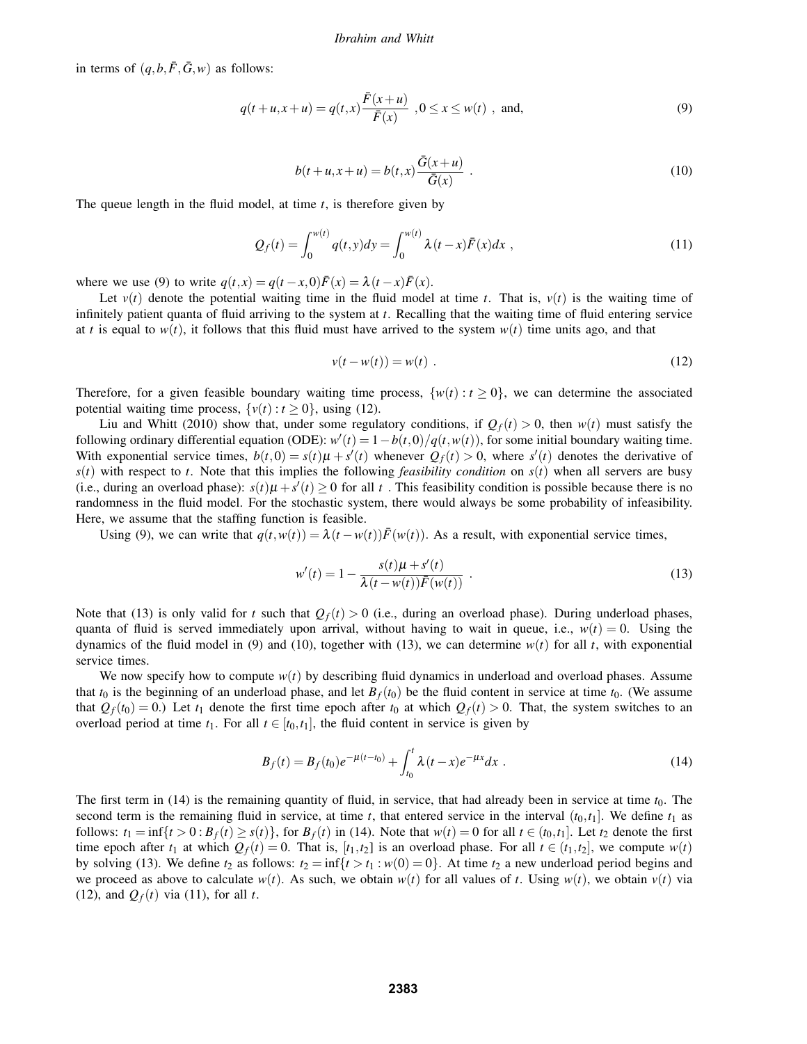in terms of $(q, b, \bar{F}, \bar{G}, w)$ as follows:

$$q(t+u, x+u) = q(t,x)\frac{\bar{F}(x+u)}{\bar{F}(x)} \;, 0 \le x \le w(t) \;, \text{ and,} \tag{9}$$

$$b(t+u, x+u) = b(t,x)\frac{\bar{G}(x+u)}{\bar{G}(x)} \;. \tag{10}$$

The queue length in the fluid model, at time $t$, is therefore given by

$$Q_f(t) = \int_0^{w(t)} q(t,y)dy = \int_0^{w(t)} \lambda(t-x)\bar{F}(x)dx \;, \tag{11}$$

where we use (9) to write $q(t,x) = q(t-x,0)\bar{F}(x) = \lambda(t-x)\bar{F}(x)$.

Let $v(t)$ denote the potential waiting time in the fluid model at time $t$. That is, $v(t)$ is the waiting time of infinitely patient quanta of fluid arriving to the system at $t$. Recalling that the waiting time of fluid entering service at $t$ is equal to $w(t)$, it follows that this fluid must have arrived to the system $w(t)$ time units ago, and that

$$v(t - w(t)) = w(t) \;. \tag{12}$$

Therefore, for a given feasible boundary waiting time process, $\{w(t) : t \ge 0\}$, we can determine the associated potential waiting time process, $\{v(t) : t \ge 0\}$, using (12).

Liu and Whitt (2010) show that, under some regulatory conditions, if $Q_f(t) > 0$, then $w(t)$ must satisfy the following ordinary differential equation (ODE): $w'(t) = 1 - b(t,0)/q(t,w(t))$, for some initial boundary waiting time. With exponential service times, $b(t,0) = s(t)\mu + s'(t)$ whenever $Q_f(t) > 0$, where $s'(t)$ denotes the derivative of $s(t)$ with respect to $t$. Note that this implies the following *feasibility condition* on $s(t)$ when all servers are busy (i.e., during an overload phase): $s(t)\mu + s'(t) \ge 0$ for all $t$ . This feasibility condition is possible because there is no randomness in the fluid model. For the stochastic system, there would always be some probability of infeasibility. Here, we assume that the staffing function is feasible.

Using (9), we can write that $q(t, w(t)) = \lambda(t - w(t))\bar{F}(w(t))$. As a result, with exponential service times,

$$w'(t) = 1 - \frac{s(t)\mu + s'(t)}{\lambda(t - w(t))\bar{F}(w(t))} \;. \tag{13}$$

Note that (13) is only valid for $t$ such that $Q_f(t) > 0$ (i.e., during an overload phase). During underload phases, quanta of fluid is served immediately upon arrival, without having to wait in queue, i.e., $w(t) = 0$. Using the dynamics of the fluid model in (9) and (10), together with (13), we can determine $w(t)$ for all $t$, with exponential service times.

We now specify how to compute $w(t)$ by describing fluid dynamics in underload and overload phases. Assume that $t_0$ is the beginning of an underload phase, and let $B_f(t_0)$ be the fluid content in service at time $t_0$. (We assume that $Q_f(t_0) = 0$.) Let $t_1$ denote the first time epoch after $t_0$ at which $Q_f(t) > 0$. That, the system switches to an overload period at time $t_1$. For all $t \in [t_0, t_1]$, the fluid content in service is given by

$$B_f(t) = B_f(t_0)e^{-\mu(t-t_0)} + \int_{t_0}^{t} \lambda(t-x)e^{-\mu x}dx \;. \tag{14}$$

The first term in (14) is the remaining quantity of fluid, in service, that had already been in service at time $t_0$. The second term is the remaining fluid in service, at time $t$, that entered service in the interval $(t_0, t_1]$. We define $t_1$ as follows: $t_1 = \inf\{t > 0 : B_f(t) \ge s(t)\}$, for $B_f(t)$ in (14). Note that $w(t) = 0$ for all $t \in (t_0, t_1]$. Let $t_2$ denote the first time epoch after $t_1$ at which $Q_f(t) = 0$. That is, $[t_1, t_2]$ is an overload phase. For all $t \in (t_1, t_2]$, we compute $w(t)$ by solving (13). We define $t_2$ as follows: $t_2 = \inf\{t > t_1 : w(0) = 0\}$. At time $t_2$ a new underload period begins and we proceed as above to calculate $w(t)$. As such, we obtain $w(t)$ for all values of $t$. Using $w(t)$, we obtain $v(t)$ via (12), and $Q_f(t)$ via (11), for all $t$.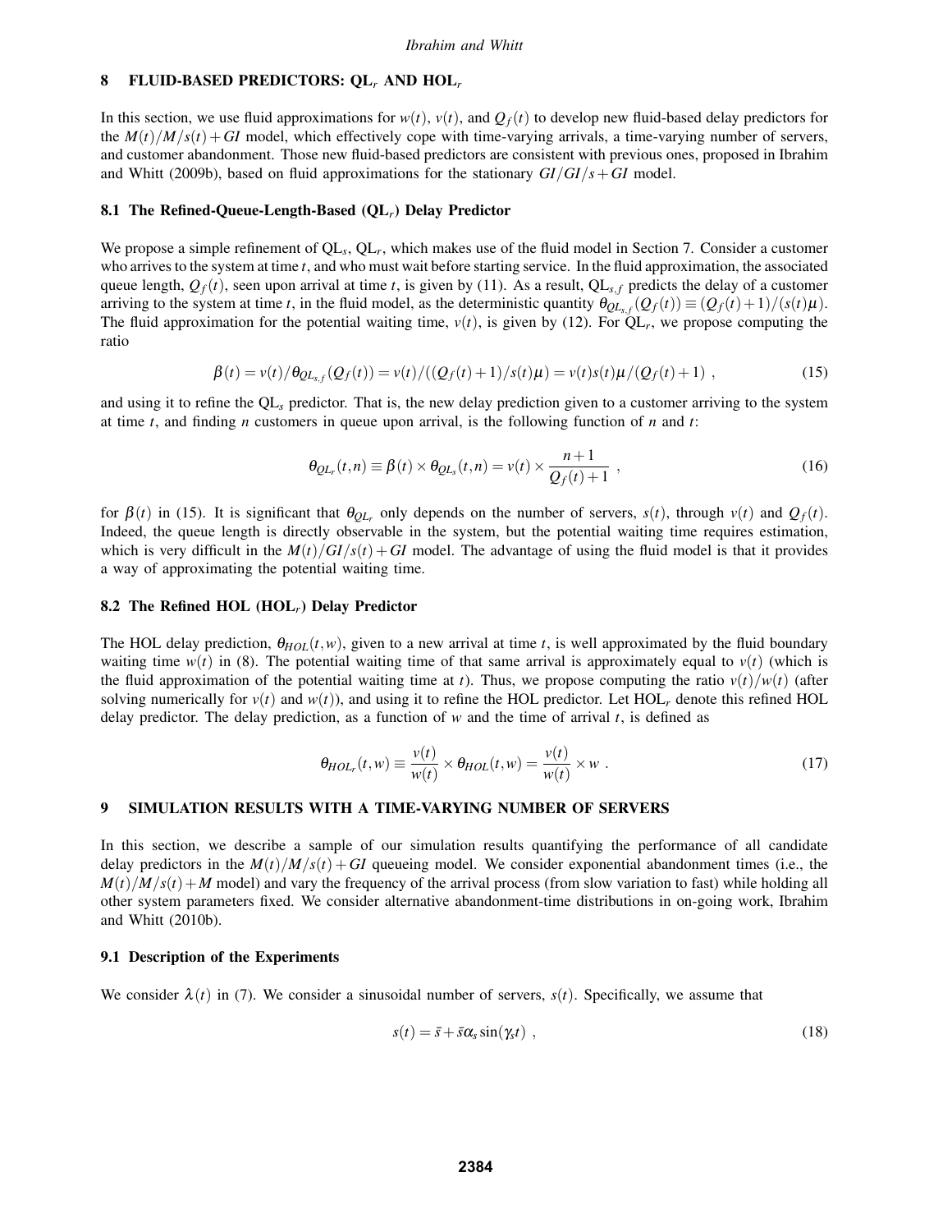## 8 FLUID-BASED PREDICTORS: $\mathrm{QL}_r$ AND $\mathrm{HOL}_r$

In this section, we use fluid approximations for $w(t)$, $v(t)$, and $Q_f(t)$ to develop new fluid-based delay predictors for the $M(t)/M/s(t)+GI$ model, which effectively cope with time-varying arrivals, a time-varying number of servers, and customer abandonment. Those new fluid-based predictors are consistent with previous ones, proposed in Ibrahim and Whitt (2009b), based on fluid approximations for the stationary $GI/GI/s+GI$ model.

### 8.1 The Refined-Queue-Length-Based ($\mathrm{QL}_r$) Delay Predictor

We propose a simple refinement of $\mathrm{QL}_s$, $\mathrm{QL}_r$, which makes use of the fluid model in Section 7. Consider a customer who arrives to the system at time $t$, and who must wait before starting service. In the fluid approximation, the associated queue length, $Q_f(t)$, seen upon arrival at time $t$, is given by (11). As a result, $\mathrm{QL}_{s,f}$ predicts the delay of a customer arriving to the system at time $t$, in the fluid model, as the deterministic quantity $\theta_{QL_{s,f}}(Q_f(t)) \equiv (Q_f(t)+1)/(s(t)\mu)$. The fluid approximation for the potential waiting time, $v(t)$, is given by (12). For $\mathrm{QL}_r$, we propose computing the ratio

$$\beta(t) = v(t)/\theta_{QL_{s,f}}(Q_f(t)) = v(t)/((Q_f(t)+1)/s(t)\mu) = v(t)s(t)\mu/(Q_f(t)+1) \ , \tag{15}$$

and using it to refine the $\mathrm{QL}_s$ predictor. That is, the new delay prediction given to a customer arriving to the system at time $t$, and finding $n$ customers in queue upon arrival, is the following function of $n$ and $t$:

$$\theta_{QL_r}(t,n) \equiv \beta(t) \times \theta_{QL_s}(t,n) = v(t) \times \frac{n+1}{Q_f(t)+1} \ , \tag{16}$$

for $\beta(t)$ in (15). It is significant that $\theta_{QL_r}$ only depends on the number of servers, $s(t)$, through $v(t)$ and $Q_f(t)$. Indeed, the queue length is directly observable in the system, but the potential waiting time requires estimation, which is very difficult in the $M(t)/GI/s(t)+GI$ model. The advantage of using the fluid model is that it provides a way of approximating the potential waiting time.

### 8.2 The Refined HOL ($\mathrm{HOL}_r$) Delay Predictor

The HOL delay prediction, $\theta_{HOL}(t,w)$, given to a new arrival at time $t$, is well approximated by the fluid boundary waiting time $w(t)$ in (8). The potential waiting time of that same arrival is approximately equal to $v(t)$ (which is the fluid approximation of the potential waiting time at $t$). Thus, we propose computing the ratio $v(t)/w(t)$ (after solving numerically for $v(t)$ and $w(t)$), and using it to refine the HOL predictor. Let $\mathrm{HOL}_r$ denote this refined HOL delay predictor. The delay prediction, as a function of $w$ and the time of arrival $t$, is defined as

$$\theta_{HOL_r}(t,w) \equiv \frac{v(t)}{w(t)} \times \theta_{HOL}(t,w) = \frac{v(t)}{w(t)} \times w \ . \tag{17}$$

## 9 SIMULATION RESULTS WITH A TIME-VARYING NUMBER OF SERVERS

In this section, we describe a sample of our simulation results quantifying the performance of all candidate delay predictors in the $M(t)/M/s(t)+GI$ queueing model. We consider exponential abandonment times (i.e., the $M(t)/M/s(t)+M$ model) and vary the frequency of the arrival process (from slow variation to fast) while holding all other system parameters fixed. We consider alternative abandonment-time distributions in on-going work, Ibrahim and Whitt (2010b).

### 9.1 Description of the Experiments

We consider $\lambda(t)$ in (7). We consider a sinusoidal number of servers, $s(t)$. Specifically, we assume that

$$s(t) = \bar{s} + \bar{s}\alpha_s \sin(\gamma_s t) \ , \tag{18}$$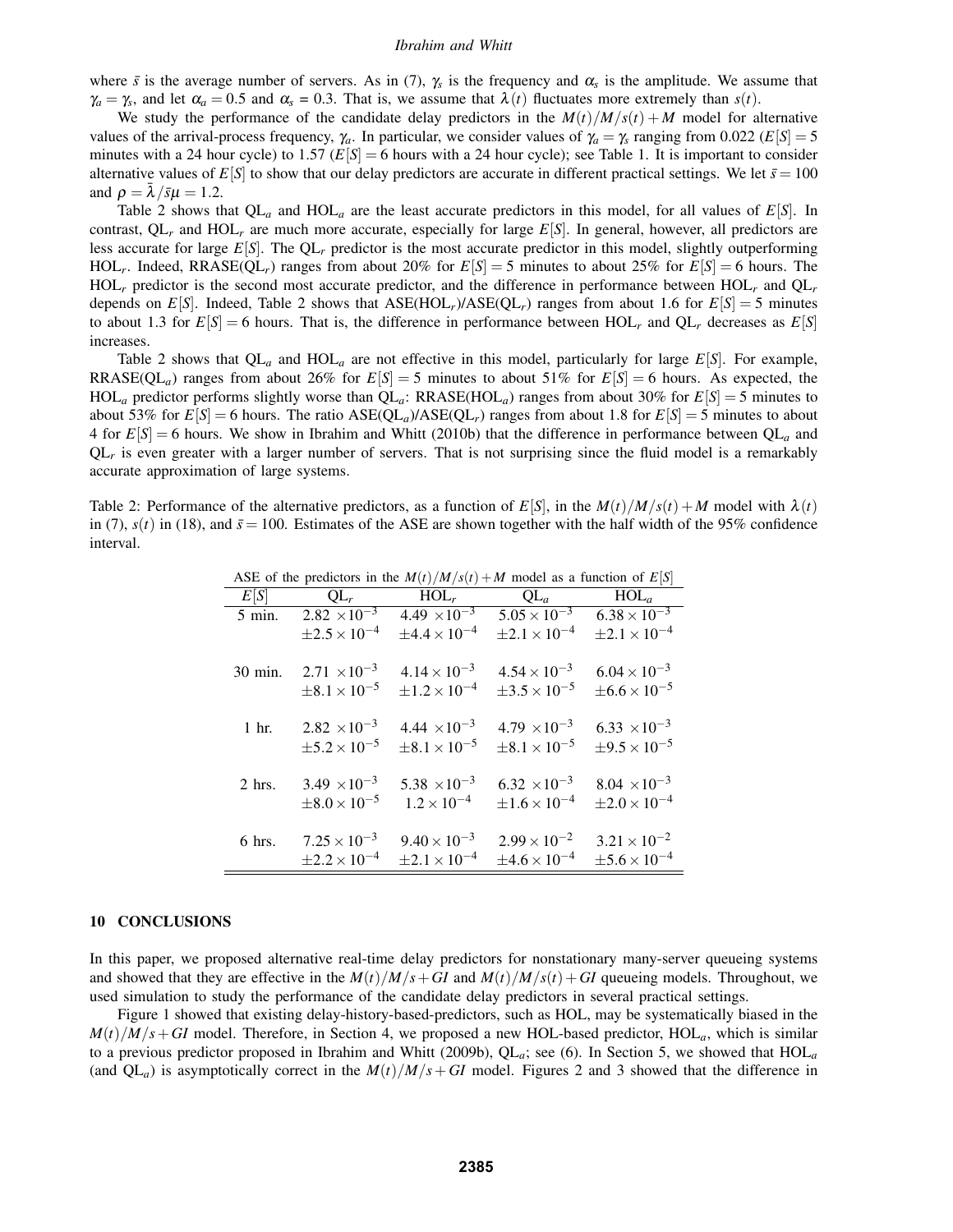where $\bar{s}$ is the average number of servers. As in (7), $\gamma_s$ is the frequency and $\alpha_s$ is the amplitude. We assume that $\gamma_a = \gamma_s$, and let $\alpha_a = 0.5$ and $\alpha_s$ = 0.3. That is, we assume that $\lambda(t)$ fluctuates more extremely than $s(t)$.

We study the performance of the candidate delay predictors in the $M(t)/M/s(t)+M$ model for alternative values of the arrival-process frequency, $\gamma_a$. In particular, we consider values of $\gamma_a = \gamma_s$ ranging from 0.022 ($E[S] = 5$ minutes with a 24 hour cycle) to 1.57 ($E[S] = 6$ hours with a 24 hour cycle); see Table 1. It is important to consider alternative values of $E[S]$ to show that our delay predictors are accurate in different practical settings. We let $\bar{s} = 100$ and $\rho = \bar{\lambda}/\bar{s}\mu = 1.2$.

Table 2 shows that $QL_a$ and $HOL_a$ are the least accurate predictors in this model, for all values of $E[S]$. In contrast, $QL_r$ and $HOL_r$ are much more accurate, especially for large $E[S]$. In general, however, all predictors are less accurate for large $E[S]$. The $QL_r$ predictor is the most accurate predictor in this model, slightly outperforming $HOL_r$. Indeed, RRASE($QL_r$) ranges from about 20% for $E[S] = 5$ minutes to about 25% for $E[S] = 6$ hours. The $HOL_r$ predictor is the second most accurate predictor, and the difference in performance between $HOL_r$ and $QL_r$ depends on $E[S]$. Indeed, Table 2 shows that ASE($HOL_r$)/ASE($QL_r$) ranges from about 1.6 for $E[S] = 5$ minutes to about 1.3 for $E[S] = 6$ hours. That is, the difference in performance between $HOL_r$ and $QL_r$ decreases as $E[S]$ increases.

Table 2 shows that $QL_a$ and $HOL_a$ are not effective in this model, particularly for large $E[S]$. For example, RRASE($QL_a$) ranges from about 26% for $E[S] = 5$ minutes to about 51% for $E[S] = 6$ hours. As expected, the $HOL_a$ predictor performs slightly worse than $QL_a$: RRASE($HOL_a$) ranges from about 30% for $E[S] = 5$ minutes to about 53% for $E[S] = 6$ hours. The ratio ASE($QL_a$)/ASE($QL_r$) ranges from about 1.8 for $E[S] = 5$ minutes to about 4 for $E[S] = 6$ hours. We show in Ibrahim and Whitt (2010b) that the difference in performance between $QL_a$ and $QL_r$ is even greater with a larger number of servers. That is not surprising since the fluid model is a remarkably accurate approximation of large systems.

Table 2: Performance of the alternative predictors, as a function of $E[S]$, in the $M(t)/M/s(t)+M$ model with $\lambda(t)$ in (7), $s(t)$ in (18), and $\bar{s} = 100$. Estimates of the ASE are shown together with the half width of the 95% confidence interval.

ASE of the predictors in the $M(t)/M/s(t)+M$ model as a function of $E[S]$

| $E[S]$ | $QL_r$ | $HOL_r$ | $QL_a$ | $HOL_a$ |
|---|---|---|---|---|
| 5 min. | $2.82 \times 10^{-3}$ | $4.49 \times 10^{-3}$ | $5.05 \times 10^{-3}$ | $6.38 \times 10^{-3}$ |
| | $\pm 2.5 \times 10^{-4}$ | $\pm 4.4 \times 10^{-4}$ | $\pm 2.1 \times 10^{-4}$ | $\pm 2.1 \times 10^{-4}$ |
| 30 min. | $2.71 \times 10^{-3}$ | $4.14 \times 10^{-3}$ | $4.54 \times 10^{-3}$ | $6.04 \times 10^{-3}$ |
| | $\pm 8.1 \times 10^{-5}$ | $\pm 1.2 \times 10^{-4}$ | $\pm 3.5 \times 10^{-5}$ | $\pm 6.6 \times 10^{-5}$ |
| 1 hr. | $2.82 \times 10^{-3}$ | $4.44 \times 10^{-3}$ | $4.79 \times 10^{-3}$ | $6.33 \times 10^{-3}$ |
| | $\pm 5.2 \times 10^{-5}$ | $\pm 8.1 \times 10^{-5}$ | $\pm 8.1 \times 10^{-5}$ | $\pm 9.5 \times 10^{-5}$ |
| 2 hrs. | $3.49 \times 10^{-3}$ | $5.38 \times 10^{-3}$ | $6.32 \times 10^{-3}$ | $8.04 \times 10^{-3}$ |
| | $\pm 8.0 \times 10^{-5}$ | $1.2 \times 10^{-4}$ | $\pm 1.6 \times 10^{-4}$ | $\pm 2.0 \times 10^{-4}$ |
| 6 hrs. | $7.25 \times 10^{-3}$ | $9.40 \times 10^{-3}$ | $2.99 \times 10^{-2}$ | $3.21 \times 10^{-2}$ |
| | $\pm 2.2 \times 10^{-4}$ | $\pm 2.1 \times 10^{-4}$ | $\pm 4.6 \times 10^{-4}$ | $\pm 5.6 \times 10^{-4}$ |

## 10 CONCLUSIONS

In this paper, we proposed alternative real-time delay predictors for nonstationary many-server queueing systems and showed that they are effective in the $M(t)/M/s+GI$ and $M(t)/M/s(t)+GI$ queueing models. Throughout, we used simulation to study the performance of the candidate delay predictors in several practical settings.

Figure 1 showed that existing delay-history-based-predictors, such as HOL, may be systematically biased in the $M(t)/M/s+GI$ model. Therefore, in Section 4, we proposed a new HOL-based predictor, $HOL_a$, which is similar to a previous predictor proposed in Ibrahim and Whitt (2009b), $QL_a$; see (6). In Section 5, we showed that $HOL_a$ (and $QL_a$) is asymptotically correct in the $M(t)/M/s+GI$ model. Figures 2 and 3 showed that the difference in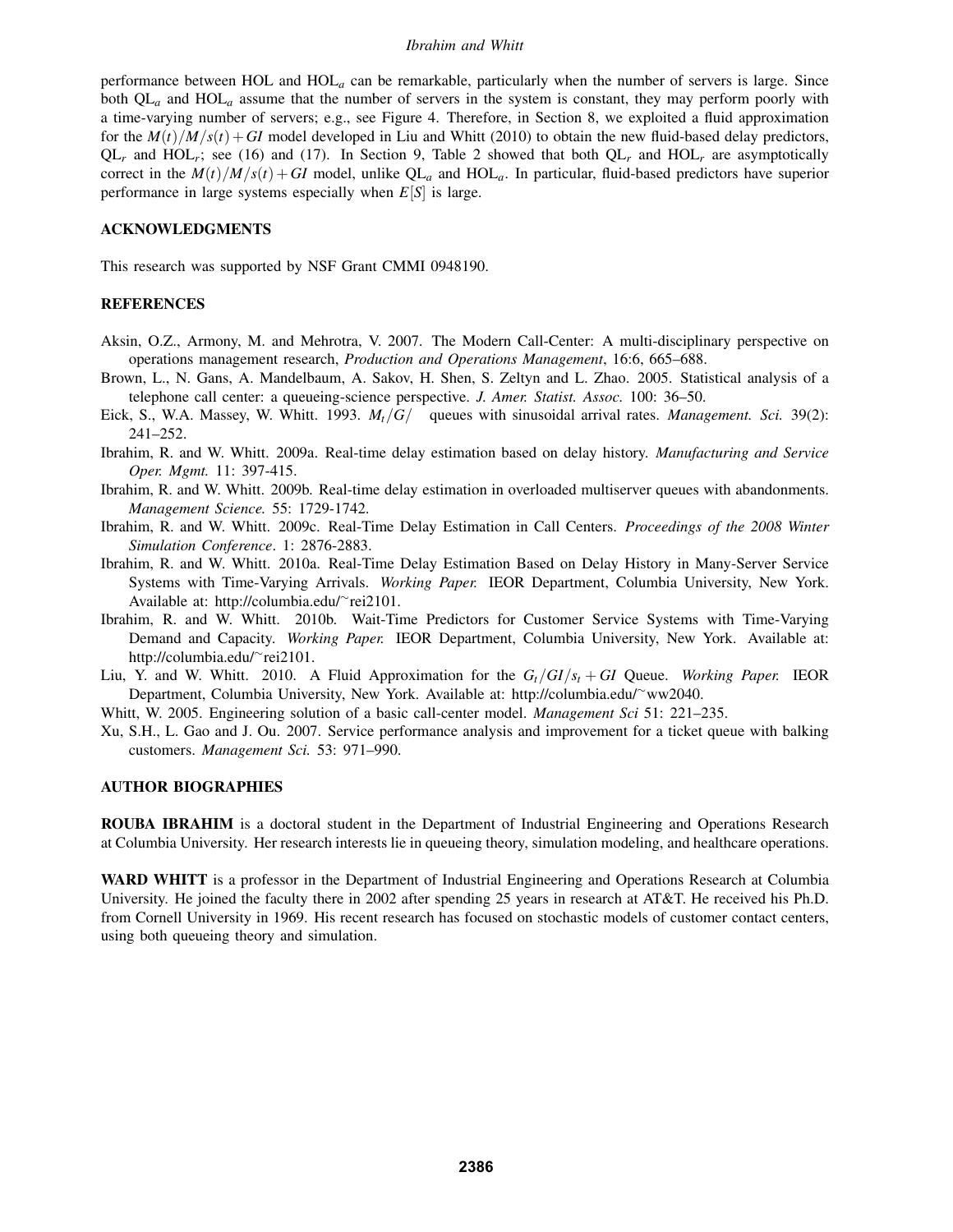performance between HOL and $\text{HOL}_a$ can be remarkable, particularly when the number of servers is large. Since both $\text{QL}_a$ and $\text{HOL}_a$ assume that the number of servers in the system is constant, they may perform poorly with a time-varying number of servers; e.g., see Figure 4. Therefore, in Section 8, we exploited a fluid approximation for the $M(t)/M/s(t)+GI$ model developed in Liu and Whitt (2010) to obtain the new fluid-based delay predictors, $\text{QL}_r$ and $\text{HOL}_r$; see (16) and (17). In Section 9, Table 2 showed that both $\text{QL}_r$ and $\text{HOL}_r$ are asymptotically correct in the $M(t)/M/s(t)+GI$ model, unlike $\text{QL}_a$ and $\text{HOL}_a$. In particular, fluid-based predictors have superior performance in large systems especially when $E[S]$ is large.

## ACKNOWLEDGMENTS

This research was supported by NSF Grant CMMI 0948190.

## REFERENCES

Aksin, O.Z., Armony, M. and Mehrotra, V. 2007. The Modern Call-Center: A multi-disciplinary perspective on operations management research, *Production and Operations Management*, 16:6, 665–688.

Brown, L., N. Gans, A. Mandelbaum, A. Sakov, H. Shen, S. Zeltyn and L. Zhao. 2005. Statistical analysis of a telephone call center: a queueing-science perspective. *J. Amer. Statist. Assoc.* 100: 36–50.

Eick, S., W.A. Massey, W. Whitt. 1993. $M_t/G/\infty$ queues with sinusoidal arrival rates. *Management. Sci.* 39(2): 241–252.

Ibrahim, R. and W. Whitt. 2009a. Real-time delay estimation based on delay history. *Manufacturing and Service Oper. Mgmt.* 11: 397-415.

Ibrahim, R. and W. Whitt. 2009b. Real-time delay estimation in overloaded multiserver queues with abandonments. *Management Science.* 55: 1729-1742.

Ibrahim, R. and W. Whitt. 2009c. Real-Time Delay Estimation in Call Centers. *Proceedings of the 2008 Winter Simulation Conference*. 1: 2876-2883.

Ibrahim, R. and W. Whitt. 2010a. Real-Time Delay Estimation Based on Delay History in Many-Server Service Systems with Time-Varying Arrivals. *Working Paper.* IEOR Department, Columbia University, New York. Available at: http://columbia.edu/~rei2101.

Ibrahim, R. and W. Whitt. 2010b. Wait-Time Predictors for Customer Service Systems with Time-Varying Demand and Capacity. *Working Paper.* IEOR Department, Columbia University, New York. Available at: http://columbia.edu/~rei2101.

Liu, Y. and W. Whitt. 2010. A Fluid Approximation for the $G_t/GI/s_t+GI$ Queue. *Working Paper.* IEOR Department, Columbia University, New York. Available at: http://columbia.edu/~ww2040.

Whitt, W. 2005. Engineering solution of a basic call-center model. *Management Sci* 51: 221–235.

Xu, S.H., L. Gao and J. Ou. 2007. Service performance analysis and improvement for a ticket queue with balking customers. *Management Sci.* 53: 971–990.

## AUTHOR BIOGRAPHIES

**ROUBA IBRAHIM** is a doctoral student in the Department of Industrial Engineering and Operations Research at Columbia University. Her research interests lie in queueing theory, simulation modeling, and healthcare operations.

**WARD WHITT** is a professor in the Department of Industrial Engineering and Operations Research at Columbia University. He joined the faculty there in 2002 after spending 25 years in research at AT&T. He received his Ph.D. from Cornell University in 1969. His recent research has focused on stochastic models of customer contact centers, using both queueing theory and simulation.